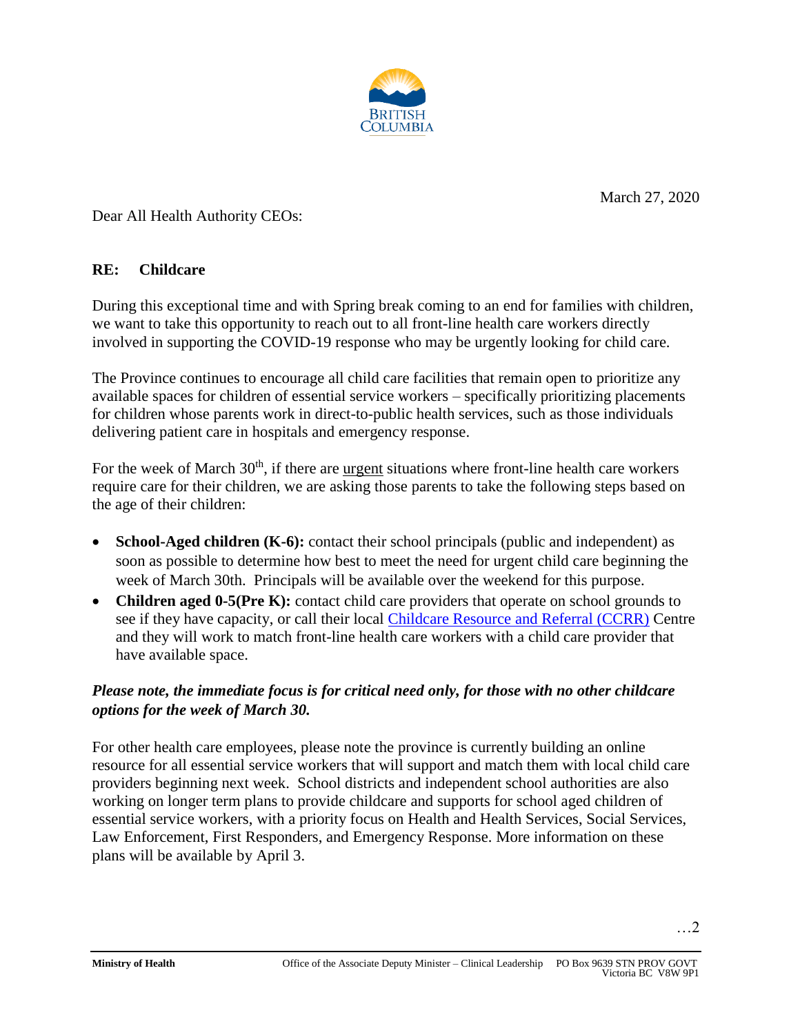BRITISH COLUMBIA

March 27, 2020

Dear All Health Authority CEOs:

**RE: Childcare**

During this exceptional time and with Spring break coming to an end for families with children, we want to take this opportunity to reach out to all front-line health care workers directly involved in supporting the COVID-19 response who may be urgently looking for child care.

The Province continues to encourage all child care facilities that remain open to prioritize any available spaces for children of essential service workers – specifically prioritizing placements for children whose parents work in direct-to-public health services, such as those individuals delivering patient care in hospitals and emergency response.

For the week of March 30th, if there are urgent situations where front-line health care workers require care for their children, we are asking those parents to take the following steps based on the age of their children:

- **School-Aged children (K-6):** contact their school principals (public and independent) as soon as possible to determine how best to meet the need for urgent child care beginning the week of March 30th. Principals will be available over the weekend for this purpose.
- **Children aged 0-5(Pre K):** contact child care providers that operate on school grounds to see if they have capacity, or call their local Childcare Resource and Referral (CCRR) Centre and they will work to match front-line health care workers with a child care provider that have available space.

***Please note, the immediate focus is for critical need only, for those with no other childcare options for the week of March 30.***

For other health care employees, please note the province is currently building an online resource for all essential service workers that will support and match them with local child care providers beginning next week. School districts and independent school authorities are also working on longer term plans to provide childcare and supports for school aged children of essential service workers, with a priority focus on Health and Health Services, Social Services, Law Enforcement, First Responders, and Emergency Response. More information on these plans will be available by April 3.

…2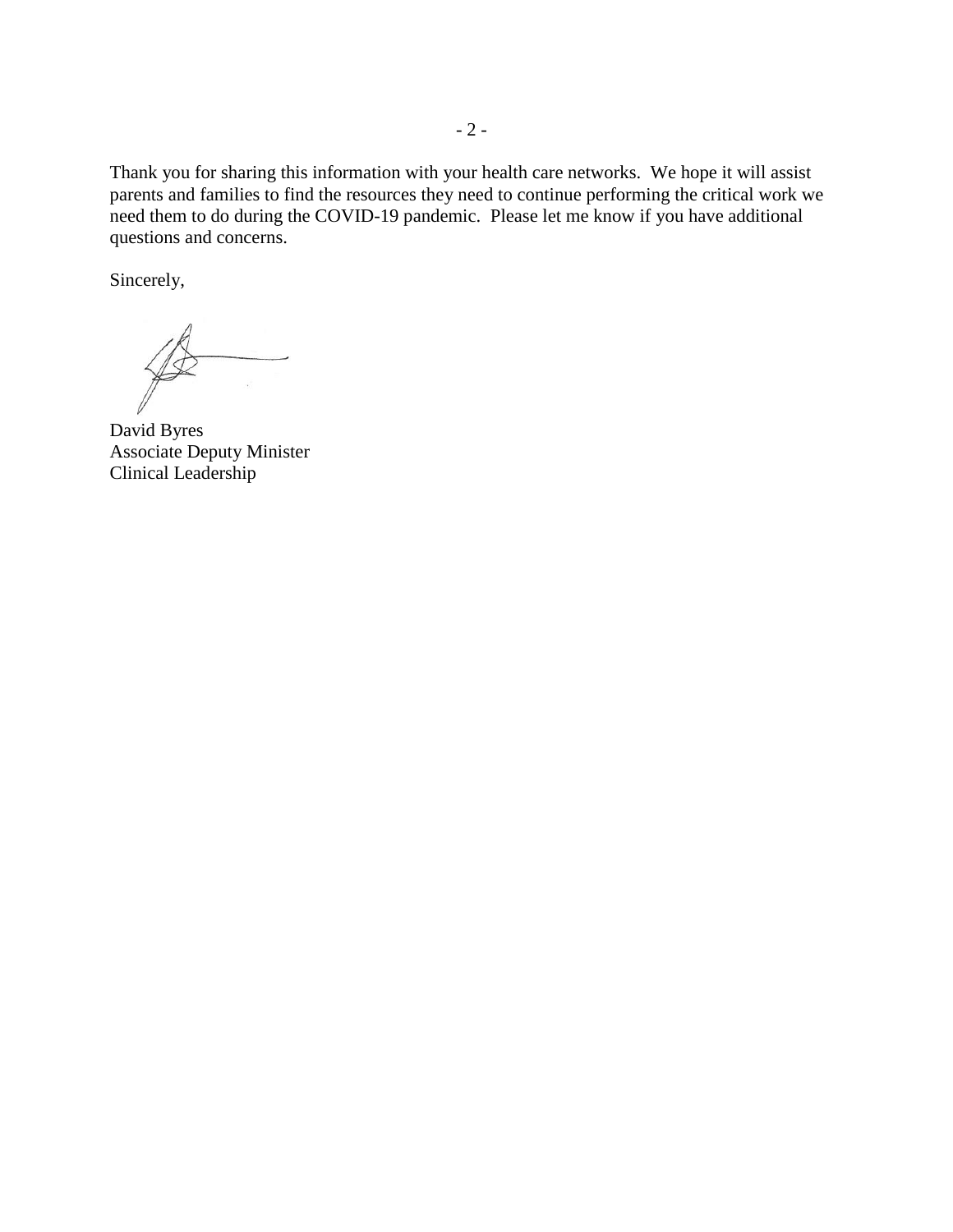Thank you for sharing this information with your health care networks. We hope it will assist parents and families to find the resources they need to continue performing the critical work we need them to do during the COVID-19 pandemic. Please let me know if you have additional questions and concerns.

Sincerely,

David Byres
Associate Deputy Minister
Clinical Leadership